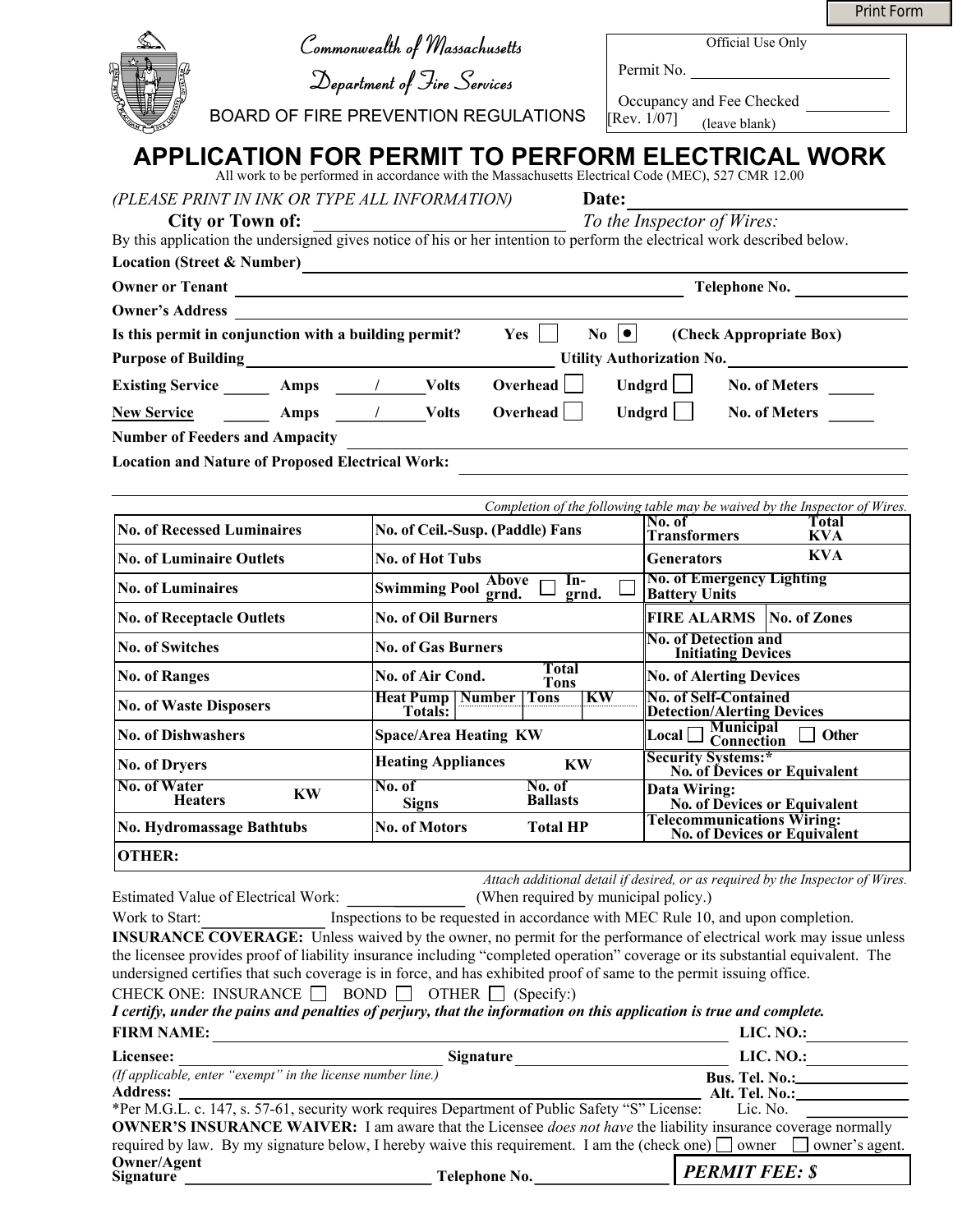Print Form

Commonwealth of Massachusetts

Department of Fire Services

BOARD OF FIRE PREVENTION REGULATIONS

[Rev. 1/07]

| Official Use Only |
|---|
| Permit No. ____________ |
| Occupancy and Fee Checked ______ (leave blank) |

# APPLICATION FOR PERMIT TO PERFORM ELECTRICAL WORK

All work to be performed in accordance with the Massachusetts Electrical Code (MEC), 527 CMR 12.00

*(PLEASE PRINT IN INK OR TYPE ALL INFORMATION)* **Date:** ______________

**City or Town of:** ______________ *To the Inspector of Wires:*

By this application the undersigned gives notice of his or her intention to perform the electrical work described below.

**Location (Street & Number)** ______________

**Owner or Tenant** ______________ **Telephone No.** ______________

**Owner's Address** ______________

**Is this permit in conjunction with a building permit?** Yes ☐ No ☒ **(Check Appropriate Box)**

**Purpose of Building** ______________ **Utility Authorization No.** ______________

**Existing Service** ______ **Amps** ____/____ **Volts** **Overhead** ☐ **Undgrd** ☐ **No. of Meters** ______

**New Service** ______ **Amps** ____/____ **Volts** **Overhead** ☐ **Undgrd** ☐ **No. of Meters** ______

**Number of Feeders and Ampacity** ______________

**Location and Nature of Proposed Electrical Work:** ______________

*Completion of the following table may be waived by the Inspector of Wires.*

| | | |
|---|---|---|
| **No. of Recessed Luminaires** | **No. of Ceil.-Susp. (Paddle) Fans** | **No. of Transformers** / **Total KVA** |
| **No. of Luminaire Outlets** | **No. of Hot Tubs** | **Generators** / **KVA** |
| **No. of Luminaires** | **Swimming Pool** Above grnd. ☐ In-grnd. ☐ | **No. of Emergency Lighting Battery Units** |
| **No. of Receptacle Outlets** | **No. of Oil Burners** | **FIRE ALARMS** / **No. of Zones** |
| **No. of Switches** | **No. of Gas Burners** | **No. of Detection and Initiating Devices** |
| **No. of Ranges** | **No. of Air Cond.** / **Total Tons** | **No. of Alerting Devices** |
| **No. of Waste Disposers** | **Heat Pump Totals:** Number / Tons / KW | **No. of Self-Contained Detection/Alerting Devices** |
| **No. of Dishwashers** | **Space/Area Heating KW** | **Local** ☐ **Municipal Connection** ☐ **Other** |
| **No. of Dryers** | **Heating Appliances** / **KW** | **Security Systems:*** **No. of Devices or Equivalent** |
| **No. of Water Heaters** / **KW** | **No. of Signs** / **No. of Ballasts** | **Data Wiring:** **No. of Devices or Equivalent** |
| **No. Hydromassage Bathtubs** | **No. of Motors** / **Total HP** | **Telecommunications Wiring:** **No. of Devices or Equivalent** |
| **OTHER:** | | |

*Attach additional detail if desired, or as required by the Inspector of Wires.*

Estimated Value of Electrical Work: ______________ (When required by municipal policy.)

Work to Start: ______________ Inspections to be requested in accordance with MEC Rule 10, and upon completion.

**INSURANCE COVERAGE:** Unless waived by the owner, no permit for the performance of electrical work may issue unless the licensee provides proof of liability insurance including "completed operation" coverage or its substantial equivalent. The undersigned certifies that such coverage is in force, and has exhibited proof of same to the permit issuing office.

CHECK ONE: INSURANCE ☐ BOND ☐ OTHER ☐ (Specify:)

***I certify, under the pains and penalties of perjury, that the information on this application is true and complete.***

**FIRM NAME:** ______________ **LIC. NO.:** ______________

**Licensee:** ______________ **Signature** ______________ **LIC. NO.:** ______________

*(If applicable, enter "exempt" in the license number line.)* **Bus. Tel. No.:** ______________

**Address:** ______________ **Alt. Tel. No.:** ______________

*Per M.G.L. c. 147, s. 57-61, security work requires Department of Public Safety "S" License: Lic. No. ______________

**OWNER'S INSURANCE WAIVER:** I am aware that the Licensee *does not have* the liability insurance coverage normally required by law. By my signature below, I hereby waive this requirement. I am the (check one) ☐ owner ☐ owner's agent.

**Owner/Agent Signature** ______________ **Telephone No.** ______________

***PERMIT FEE: $***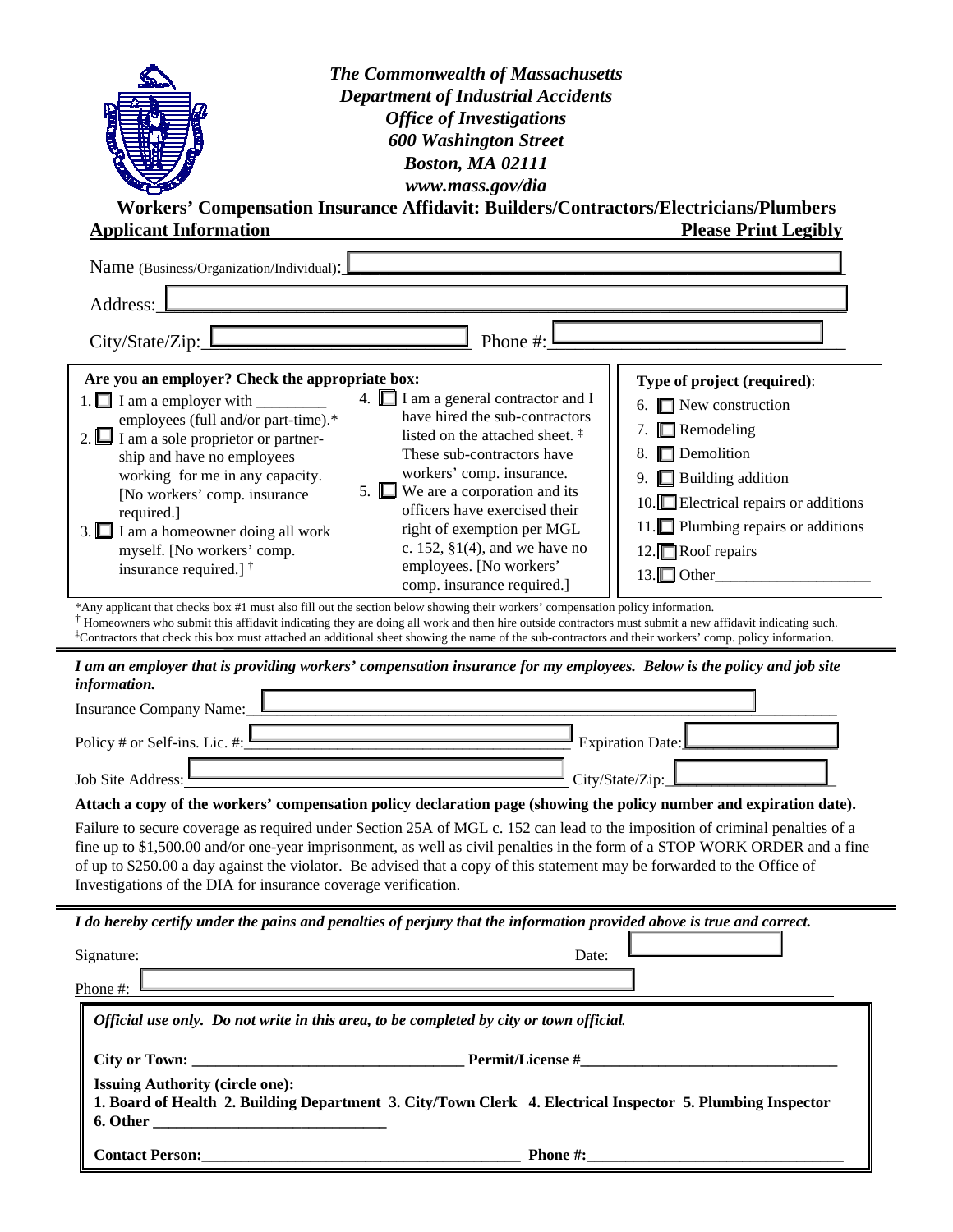*The Commonwealth of Massachusetts*
*Department of Industrial Accidents*
*Office of Investigations*
*600 Washington Street*
*Boston, MA 02111*
*www.mass.gov/dia*

## Workers' Compensation Insurance Affidavit: Builders/Contractors/Electricians/Plumbers

**Applicant Information** **Please Print Legibly**

Name (Business/Organization/Individual): ____________________

Address: ____________________

City/State/Zip: ____________________ Phone #: ____________________

**Are you an employer? Check the appropriate box:**

1. ☐ I am a employer with ________ employees (full and/or part-time).*
2. ☐ I am a sole proprietor or partner-ship and have no employees working for me in any capacity. [No workers' comp. insurance required.]
3. ☐ I am a homeowner doing all work myself. [No workers' comp. insurance required.] †
4. ☐ I am a general contractor and I have hired the sub-contractors listed on the attached sheet. ‡ These sub-contractors have workers' comp. insurance.
5. ☐ We are a corporation and its officers have exercised their right of exemption per MGL c. 152, §1(4), and we have no employees. [No workers' comp. insurance required.]

**Type of project (required)**:

6. ☐ New construction
7. ☐ Remodeling
8. ☐ Demolition
9. ☐ Building addition
10. ☐ Electrical repairs or additions
11. ☐ Plumbing repairs or additions
12. ☐ Roof repairs
13. ☐ Other____________________

*Any applicant that checks box #1 must also fill out the section below showing their workers' compensation policy information.

† Homeowners who submit this affidavit indicating they are doing all work and then hire outside contractors must submit a new affidavit indicating such.

‡Contractors that check this box must attached an additional sheet showing the name of the sub-contractors and their workers' comp. policy information.

***I am an employer that is providing workers' compensation insurance for my employees. Below is the policy and job site information.***

Insurance Company Name: ____________________

Policy # or Self-ins. Lic. #: ____________________ Expiration Date: ____________________

Job Site Address: ____________________ City/State/Zip: ____________________

**Attach a copy of the workers' compensation policy declaration page (showing the policy number and expiration date).**

Failure to secure coverage as required under Section 25A of MGL c. 152 can lead to the imposition of criminal penalties of a fine up to $1,500.00 and/or one-year imprisonment, as well as civil penalties in the form of a STOP WORK ORDER and a fine of up to $250.00 a day against the violator. Be advised that a copy of this statement may be forwarded to the Office of Investigations of the DIA for insurance coverage verification.

***I do hereby certify under the pains and penalties of perjury that the information provided above is true and correct.***

Signature: ____________________ Date: ____________________

Phone #: ____________________

***Official use only. Do not write in this area, to be completed by city or town official.***

**City or Town: ____________________ Permit/License #____________________**

**Issuing Authority (circle one):**
**1. Board of Health 2. Building Department 3. City/Town Clerk 4. Electrical Inspector 5. Plumbing Inspector 6. Other ____________________**

**Contact Person:____________________ Phone #:____________________**